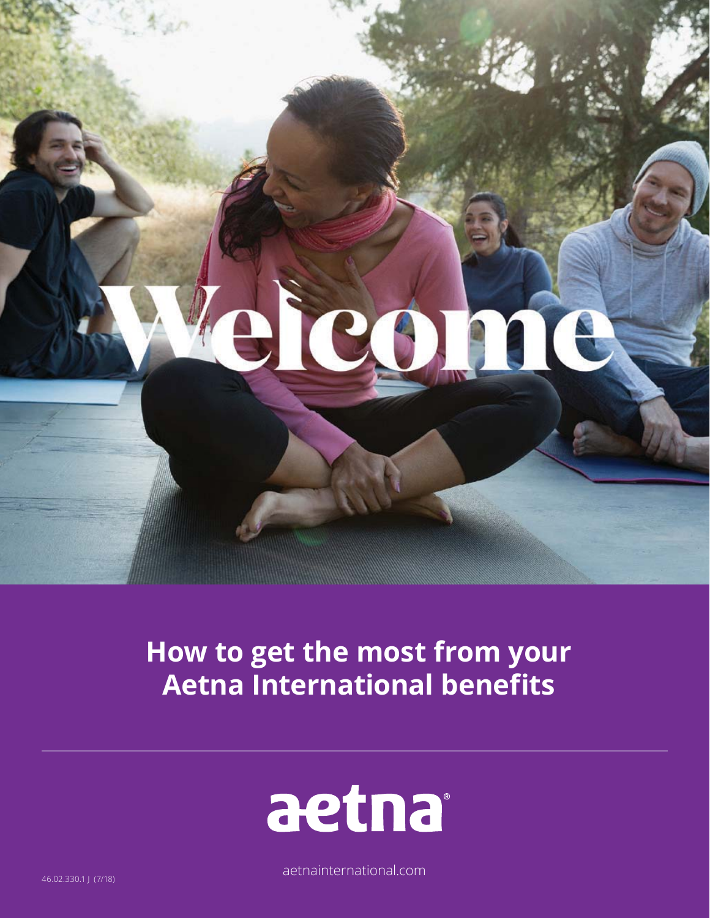# Welcome

## How to get the most from your Aetna International benefits

aetna®

aetnainternational.com

46.02.330.1 J (7/18)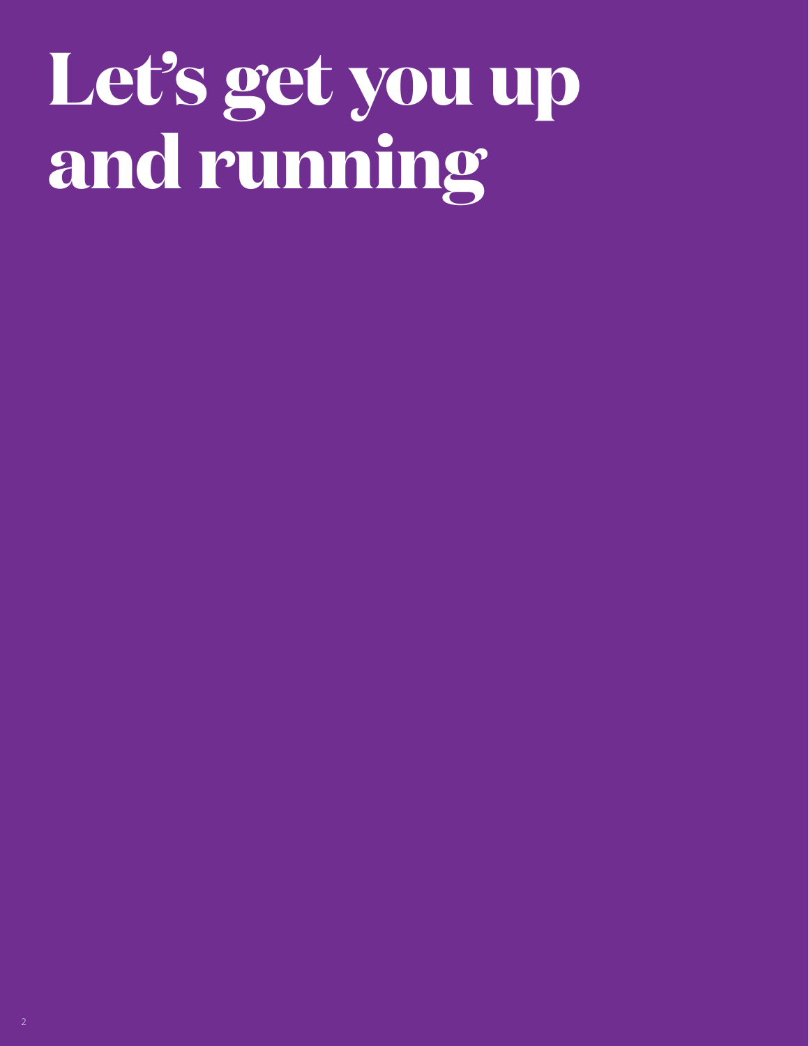# Let's get you up and running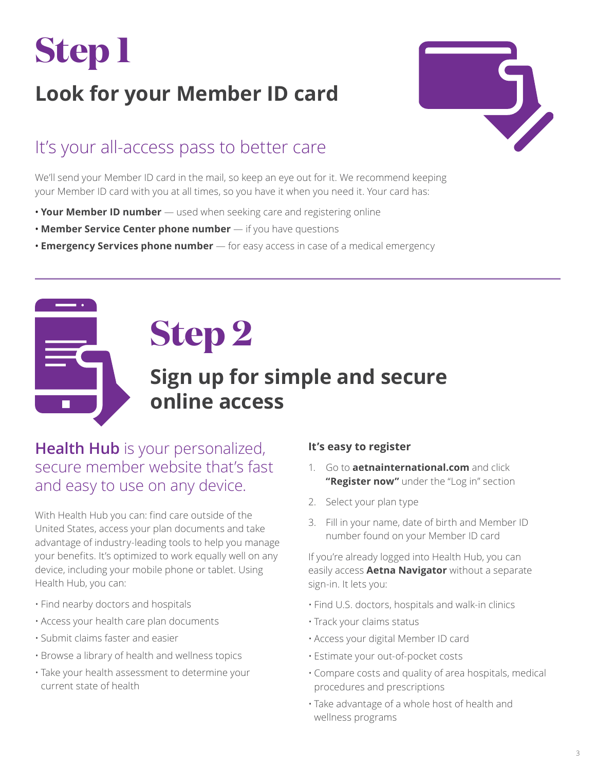# Step 1

## Look for your Member ID card

### It's your all-access pass to better care

We'll send your Member ID card in the mail, so keep an eye out for it. We recommend keeping your Member ID card with you at all times, so you have it when you need it. Your card has:

- **Your Member ID number** — used when seeking care and registering online
- **Member Service Center phone number** — if you have questions
- **Emergency Services phone number** — for easy access in case of a medical emergency

# Step 2

## Sign up for simple and secure online access

### Health Hub is your personalized, secure member website that's fast and easy to use on any device.

With Health Hub you can: find care outside of the United States, access your plan documents and take advantage of industry-leading tools to help you manage your benefits. It's optimized to work equally well on any device, including your mobile phone or tablet. Using Health Hub, you can:

- Find nearby doctors and hospitals
- Access your health care plan documents
- Submit claims faster and easier
- Browse a library of health and wellness topics
- Take your health assessment to determine your current state of health

**It's easy to register**

1. Go to **aetnainternational.com** and click **"Register now"** under the "Log in" section
2. Select your plan type
3. Fill in your name, date of birth and Member ID number found on your Member ID card

If you're already logged into Health Hub, you can easily access **Aetna Navigator** without a separate sign-in. It lets you:

- Find U.S. doctors, hospitals and walk-in clinics
- Track your claims status
- Access your digital Member ID card
- Estimate your out-of-pocket costs
- Compare costs and quality of area hospitals, medical procedures and prescriptions
- Take advantage of a whole host of health and wellness programs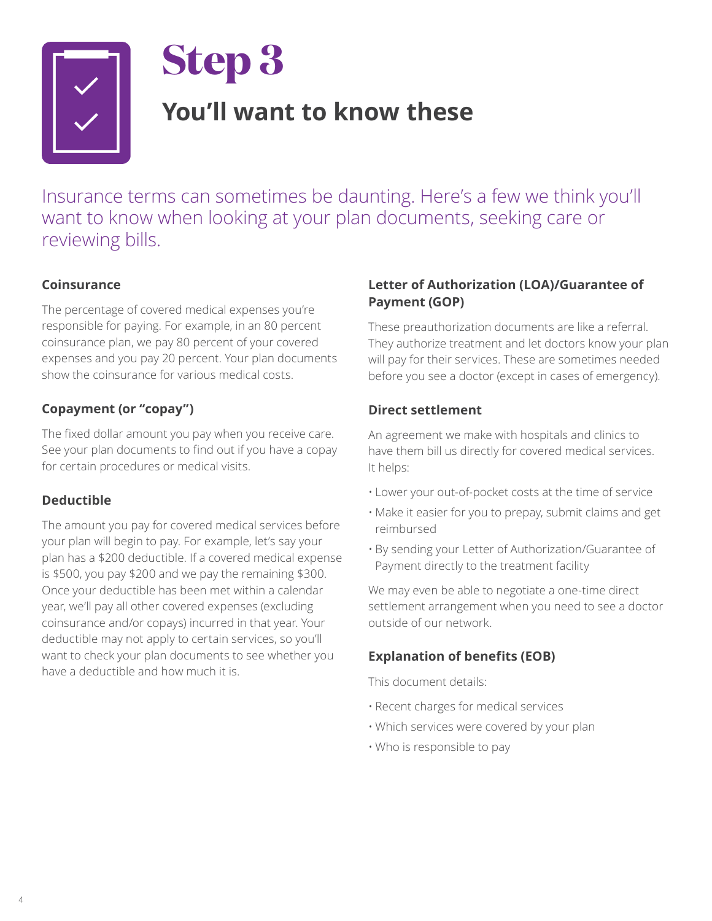# Step 3

## You'll want to know these

Insurance terms can sometimes be daunting. Here's a few we think you'll want to know when looking at your plan documents, seeking care or reviewing bills.

### Coinsurance

The percentage of covered medical expenses you're responsible for paying. For example, in an 80 percent coinsurance plan, we pay 80 percent of your covered expenses and you pay 20 percent. Your plan documents show the coinsurance for various medical costs.

### Copayment (or "copay")

The fixed dollar amount you pay when you receive care. See your plan documents to find out if you have a copay for certain procedures or medical visits.

### Deductible

The amount you pay for covered medical services before your plan will begin to pay. For example, let's say your plan has a $200 deductible. If a covered medical expense is $500, you pay $200 and we pay the remaining $300. Once your deductible has been met within a calendar year, we'll pay all other covered expenses (excluding coinsurance and/or copays) incurred in that year. Your deductible may not apply to certain services, so you'll want to check your plan documents to see whether you have a deductible and how much it is.

### Letter of Authorization (LOA)/Guarantee of Payment (GOP)

These preauthorization documents are like a referral. They authorize treatment and let doctors know your plan will pay for their services. These are sometimes needed before you see a doctor (except in cases of emergency).

### Direct settlement

An agreement we make with hospitals and clinics to have them bill us directly for covered medical services. It helps:

- Lower your out-of-pocket costs at the time of service
- Make it easier for you to prepay, submit claims and get reimbursed
- By sending your Letter of Authorization/Guarantee of Payment directly to the treatment facility

We may even be able to negotiate a one-time direct settlement arrangement when you need to see a doctor outside of our network.

### Explanation of benefits (EOB)

This document details:

- Recent charges for medical services
- Which services were covered by your plan
- Who is responsible to pay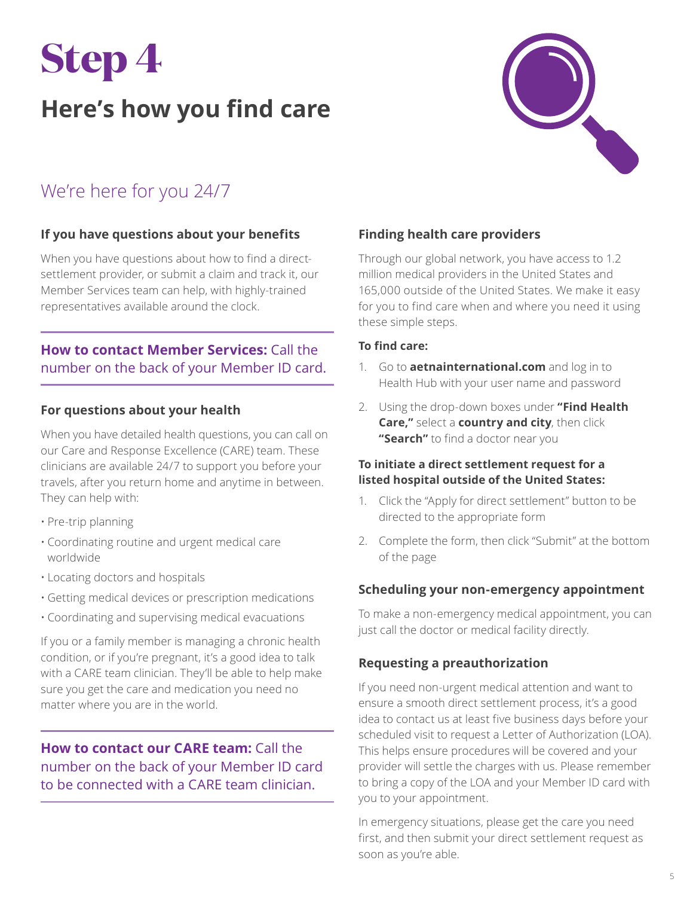# Step 4

## Here's how you find care

## We're here for you 24/7

### If you have questions about your benefits

When you have questions about how to find a direct-settlement provider, or submit a claim and track it, our Member Services team can help, with highly-trained representatives available around the clock.

**How to contact Member Services:** Call the number on the back of your Member ID card.

### For questions about your health

When you have detailed health questions, you can call on our Care and Response Excellence (CARE) team. These clinicians are available 24/7 to support you before your travels, after you return home and anytime in between. They can help with:

- Pre-trip planning
- Coordinating routine and urgent medical care worldwide
- Locating doctors and hospitals
- Getting medical devices or prescription medications
- Coordinating and supervising medical evacuations

If you or a family member is managing a chronic health condition, or if you're pregnant, it's a good idea to talk with a CARE team clinician. They'll be able to help make sure you get the care and medication you need no matter where you are in the world.

**How to contact our CARE team:** Call the number on the back of your Member ID card to be connected with a CARE team clinician.

### Finding health care providers

Through our global network, you have access to 1.2 million medical providers in the United States and 165,000 outside of the United States. We make it easy for you to find care when and where you need it using these simple steps.

**To find care:**

1. Go to **aetnainternational.com** and log in to Health Hub with your user name and password
2. Using the drop-down boxes under **"Find Health Care,"** select a **country and city**, then click **"Search"** to find a doctor near you

**To initiate a direct settlement request for a listed hospital outside of the United States:**

1. Click the "Apply for direct settlement" button to be directed to the appropriate form
2. Complete the form, then click "Submit" at the bottom of the page

### Scheduling your non-emergency appointment

To make a non-emergency medical appointment, you can just call the doctor or medical facility directly.

### Requesting a preauthorization

If you need non-urgent medical attention and want to ensure a smooth direct settlement process, it's a good idea to contact us at least five business days before your scheduled visit to request a Letter of Authorization (LOA). This helps ensure procedures will be covered and your provider will settle the charges with us. Please remember to bring a copy of the LOA and your Member ID card with you to your appointment.

In emergency situations, please get the care you need first, and then submit your direct settlement request as soon as you're able.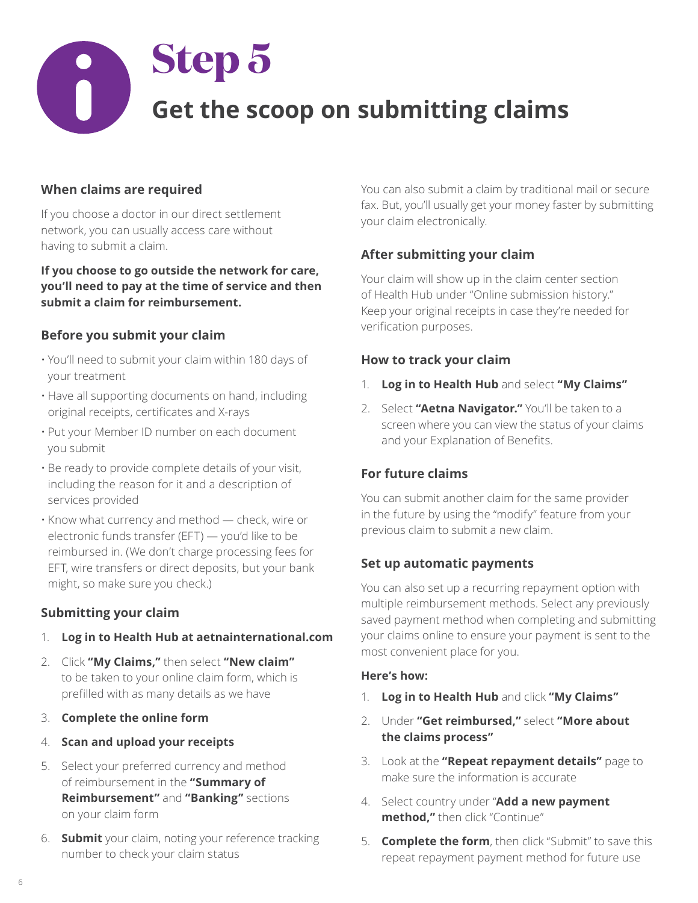# Step 5

## Get the scoop on submitting claims

### When claims are required

If you choose a doctor in our direct settlement network, you can usually access care without having to submit a claim.

**If you choose to go outside the network for care, you'll need to pay at the time of service and then submit a claim for reimbursement.**

### Before you submit your claim

- You'll need to submit your claim within 180 days of your treatment
- Have all supporting documents on hand, including original receipts, certificates and X-rays
- Put your Member ID number on each document you submit
- Be ready to provide complete details of your visit, including the reason for it and a description of services provided
- Know what currency and method — check, wire or electronic funds transfer (EFT) — you'd like to be reimbursed in. (We don't charge processing fees for EFT, wire transfers or direct deposits, but your bank might, so make sure you check.)

### Submitting your claim

1. **Log in to Health Hub at aetnainternational.com**
2. Click **"My Claims,"** then select **"New claim"** to be taken to your online claim form, which is prefilled with as many details as we have
3. **Complete the online form**
4. **Scan and upload your receipts**
5. Select your preferred currency and method of reimbursement in the **"Summary of Reimbursement"** and **"Banking"** sections on your claim form
6. **Submit** your claim, noting your reference tracking number to check your claim status

You can also submit a claim by traditional mail or secure fax. But, you'll usually get your money faster by submitting your claim electronically.

### After submitting your claim

Your claim will show up in the claim center section of Health Hub under "Online submission history." Keep your original receipts in case they're needed for verification purposes.

### How to track your claim

1. **Log in to Health Hub** and select **"My Claims"**
2. Select **"Aetna Navigator."** You'll be taken to a screen where you can view the status of your claims and your Explanation of Benefits.

### For future claims

You can submit another claim for the same provider in the future by using the "modify" feature from your previous claim to submit a new claim.

### Set up automatic payments

You can also set up a recurring repayment option with multiple reimbursement methods. Select any previously saved payment method when completing and submitting your claims online to ensure your payment is sent to the most convenient place for you.

**Here's how:**

1. **Log in to Health Hub** and click **"My Claims"**
2. Under **"Get reimbursed,"** select **"More about the claims process"**
3. Look at the **"Repeat repayment details"** page to make sure the information is accurate
4. Select country under "**Add a new payment method,"** then click "Continue"
5. **Complete the form**, then click "Submit" to save this repeat repayment payment method for future use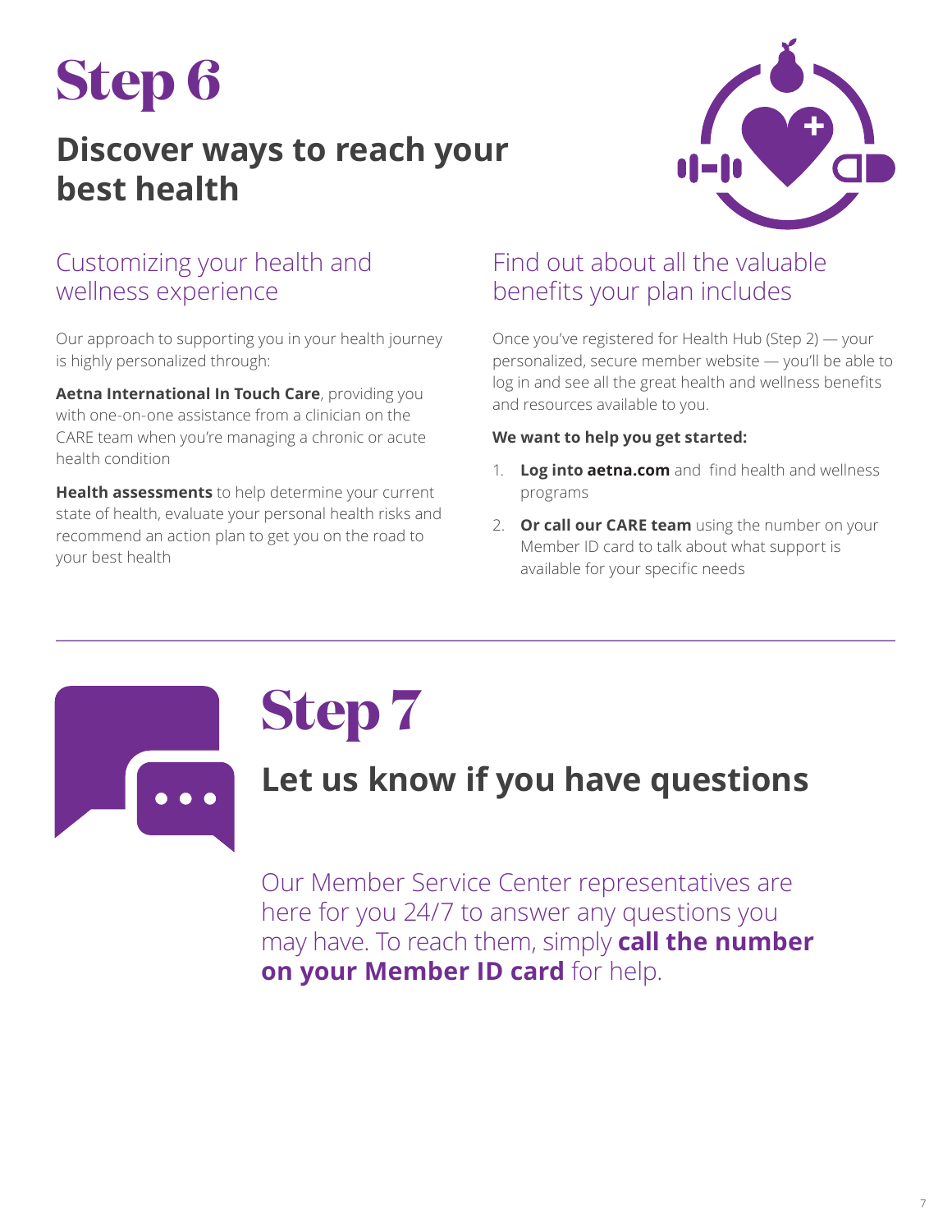# Step 6

## Discover ways to reach your best health

### Customizing your health and wellness experience

Our approach to supporting you in your health journey is highly personalized through:

**Aetna International In Touch Care**, providing you with one-on-one assistance from a clinician on the CARE team when you're managing a chronic or acute health condition

**Health assessments** to help determine your current state of health, evaluate your personal health risks and recommend an action plan to get you on the road to your best health

### Find out about all the valuable benefits your plan includes

Once you've registered for Health Hub (Step 2) — your personalized, secure member website — you'll be able to log in and see all the great health and wellness benefits and resources available to you.

**We want to help you get started:**

1. **Log into aetna.com** and find health and wellness programs
2. **Or call our CARE team** using the number on your Member ID card to talk about what support is available for your specific needs

# Step 7

## Let us know if you have questions

Our Member Service Center representatives are here for you 24/7 to answer any questions you may have. To reach them, simply **call the number on your Member ID card** for help.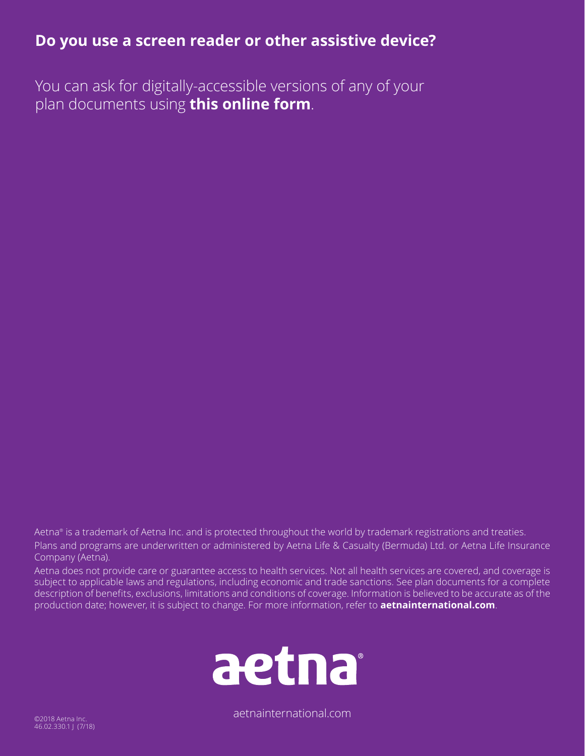## Do you use a screen reader or other assistive device?

You can ask for digitally-accessible versions of any of your plan documents using **this online form**.

Aetna® is a trademark of Aetna Inc. and is protected throughout the world by trademark registrations and treaties.

Plans and programs are underwritten or administered by Aetna Life & Casualty (Bermuda) Ltd. or Aetna Life Insurance Company (Aetna).

Aetna does not provide care or guarantee access to health services. Not all health services are covered, and coverage is subject to applicable laws and regulations, including economic and trade sanctions. See plan documents for a complete description of benefits, exclusions, limitations and conditions of coverage. Information is believed to be accurate as of the production date; however, it is subject to change. For more information, refer to **aetnainternational.com**.

aetna®

aetnainternational.com

©2018 Aetna Inc.
46.02.330.1 J (7/18)